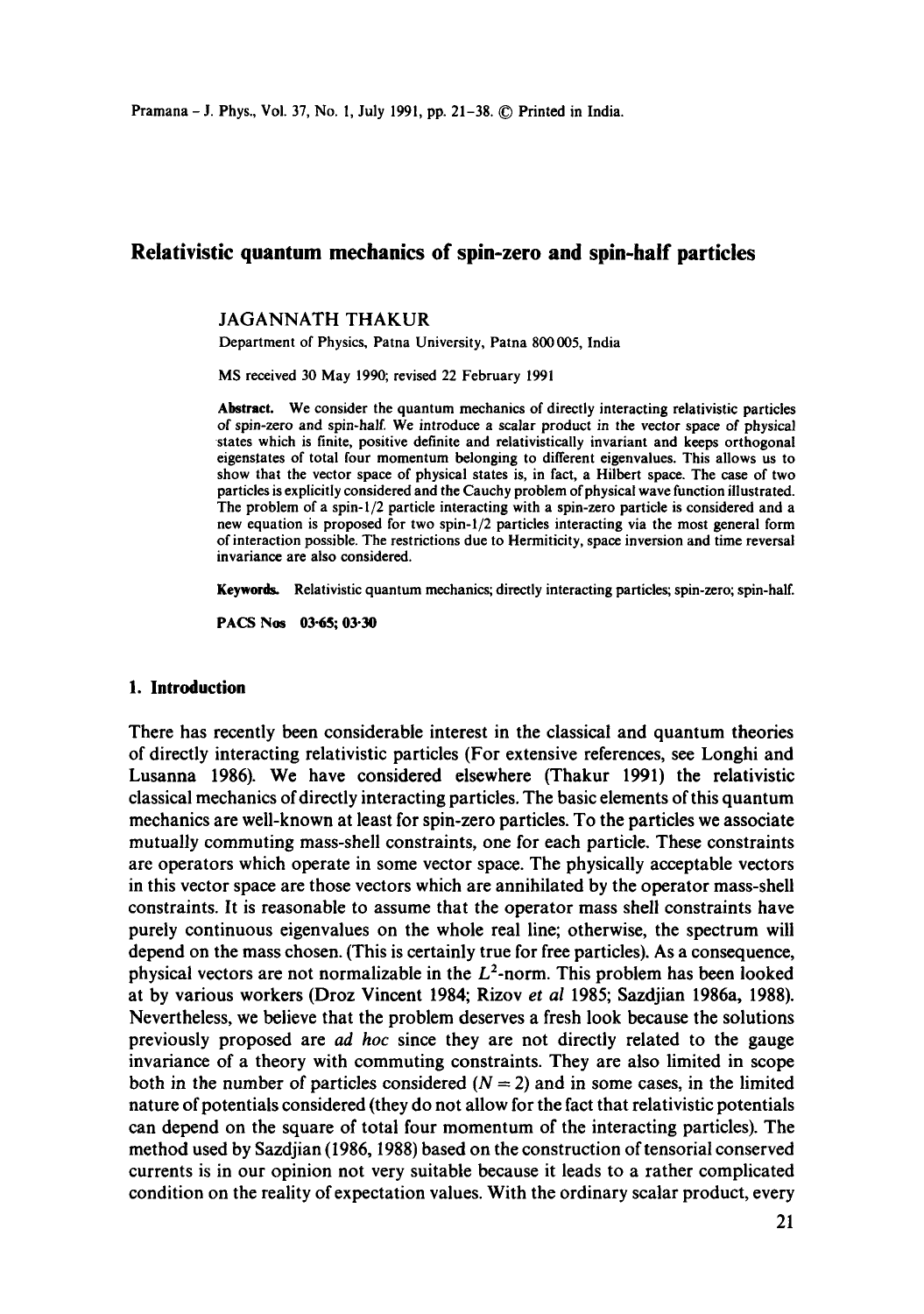# Relativistic quantum mechanics of spin-zero and spin-half particles

JAGANNATH THAKUR

Department of Physics, Patna University, Patna 800 005, India

MS received 30 May 1990; revised 22 February 1991

**Abstract.** We consider the quantum mechanics of directly interacting relativistic particles of spin-zero and spin-half. We introduce a scalar product in the vector space of physical states which is finite, positive definite and relativistically invariant and keeps orthogonal eigenstates of total four momentum belonging to different eigenvalues. This allows us to show that the vector space of physical states is, in fact, a Hilbert space. The case of two particles is explicitly considered and the Cauchy problem of physical wave function illustrated. The problem of a spin-1/2 particle interacting with a spin-zero particle is considered and a new equation is proposed for two spin-1/2 particles interacting via the most general form of interaction possible. The restrictions due to Hermiticity, space inversion and time reversal invariance are also considered.

**Keywords.** Relativistic quantum mechanics; directly interacting particles; spin-zero; spin-half.

**PACS Nos** 03·65; 03·30

## 1. Introduction

There has recently been considerable interest in the classical and quantum theories of directly interacting relativistic particles (For extensive references, see Longhi and Lusanna 1986). We have considered elsewhere (Thakur 1991) the relativistic classical mechanics of directly interacting particles. The basic elements of this quantum mechanics are well-known at least for spin-zero particles. To the particles we associate mutually commuting mass-shell constraints, one for each particle. These constraints are operators which operate in some vector space. The physically acceptable vectors in this vector space are those vectors which are annihilated by the operator mass-shell constraints. It is reasonable to assume that the operator mass shell constraints have purely continuous eigenvalues on the whole real line; otherwise, the spectrum will depend on the mass chosen. (This is certainly true for free particles). As a consequence, physical vectors are not normalizable in the $L^2$-norm. This problem has been looked at by various workers (Droz Vincent 1984; Rizov *et al* 1985; Sazdjian 1986a, 1988). Nevertheless, we believe that the problem deserves a fresh look because the solutions previously proposed are *ad hoc* since they are not directly related to the gauge invariance of a theory with commuting constraints. They are also limited in scope both in the number of particles considered ($N = 2$) and in some cases, in the limited nature of potentials considered (they do not allow for the fact that relativistic potentials can depend on the square of total four momentum of the interacting particles). The method used by Sazdjian (1986, 1988) based on the construction of tensorial conserved currents is in our opinion not very suitable because it leads to a rather complicated condition on the reality of expectation values. With the ordinary scalar product, every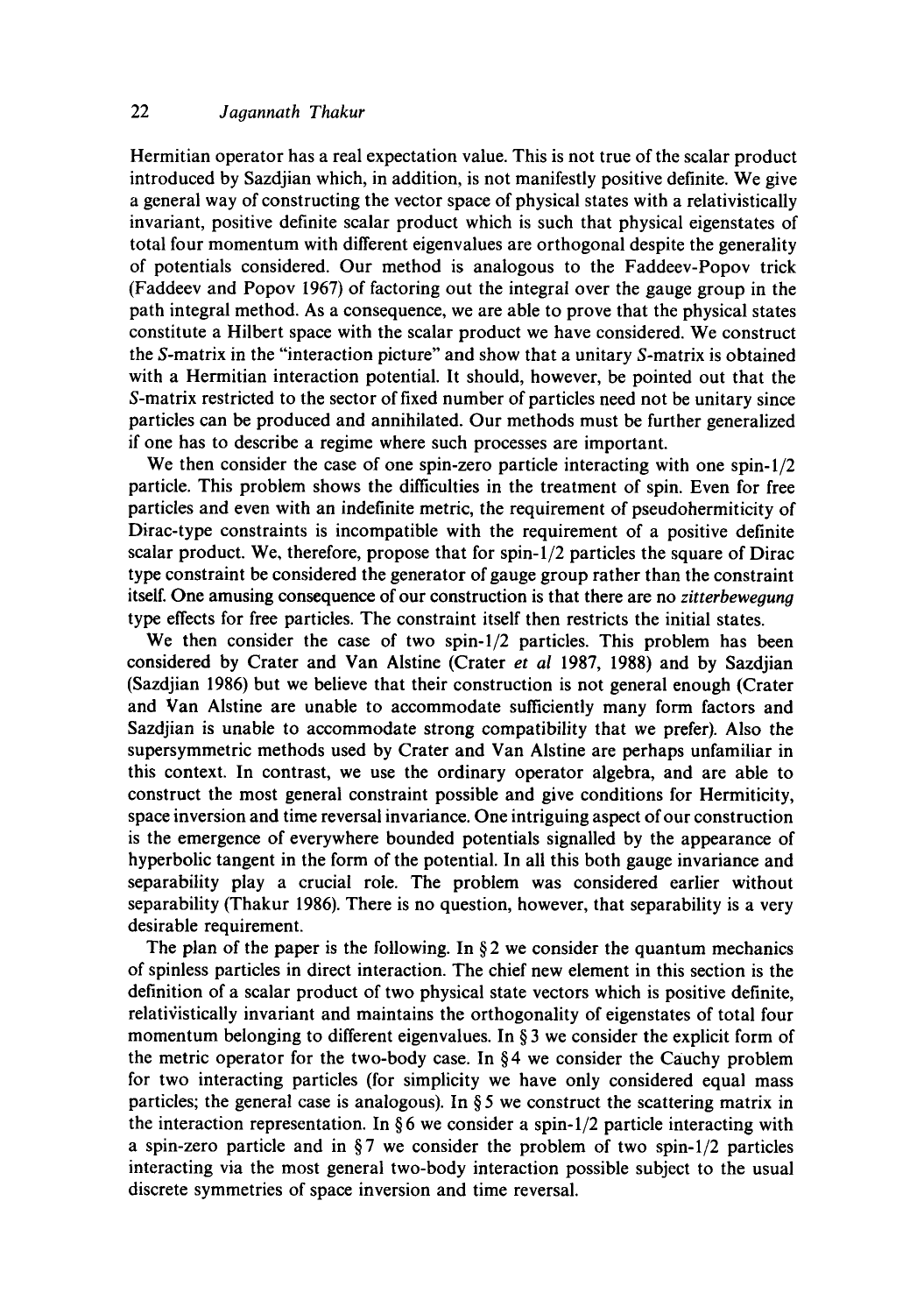Hermitian operator has a real expectation value. This is not true of the scalar product introduced by Sazdjian which, in addition, is not manifestly positive definite. We give a general way of constructing the vector space of physical states with a relativistically invariant, positive definite scalar product which is such that physical eigenstates of total four momentum with different eigenvalues are orthogonal despite the generality of potentials considered. Our method is analogous to the Faddeev-Popov trick (Faddeev and Popov 1967) of factoring out the integral over the gauge group in the path integral method. As a consequence, we are able to prove that the physical states constitute a Hilbert space with the scalar product we have considered. We construct the $S$-matrix in the "interaction picture" and show that a unitary $S$-matrix is obtained with a Hermitian interaction potential. It should, however, be pointed out that the $S$-matrix restricted to the sector of fixed number of particles need not be unitary since particles can be produced and annihilated. Our methods must be further generalized if one has to describe a regime where such processes are important.

We then consider the case of one spin-zero particle interacting with one spin-1/2 particle. This problem shows the difficulties in the treatment of spin. Even for free particles and even with an indefinite metric, the requirement of pseudohermiticity of Dirac-type constraints is incompatible with the requirement of a positive definite scalar product. We, therefore, propose that for spin-1/2 particles the square of Dirac type constraint be considered the generator of gauge group rather than the constraint itself. One amusing consequence of our construction is that there are no *zitterbewegung* type effects for free particles. The constraint itself then restricts the initial states.

We then consider the case of two spin-1/2 particles. This problem has been considered by Crater and Van Alstine (Crater *et al* 1987, 1988) and by Sazdjian (Sazdjian 1986) but we believe that their construction is not general enough (Crater and Van Alstine are unable to accommodate sufficiently many form factors and Sazdjian is unable to accommodate strong compatibility that we prefer). Also the supersymmetric methods used by Crater and Van Alstine are perhaps unfamiliar in this context. In contrast, we use the ordinary operator algebra, and are able to construct the most general constraint possible and give conditions for Hermiticity, space inversion and time reversal invariance. One intriguing aspect of our construction is the emergence of everywhere bounded potentials signalled by the appearance of hyperbolic tangent in the form of the potential. In all this both gauge invariance and separability play a crucial role. The problem was considered earlier without separability (Thakur 1986). There is no question, however, that separability is a very desirable requirement.

The plan of the paper is the following. In § 2 we consider the quantum mechanics of spinless particles in direct interaction. The chief new element in this section is the definition of a scalar product of two physical state vectors which is positive definite, relativistically invariant and maintains the orthogonality of eigenstates of total four momentum belonging to different eigenvalues. In § 3 we consider the explicit form of the metric operator for the two-body case. In § 4 we consider the Cauchy problem for two interacting particles (for simplicity we have only considered equal mass particles; the general case is analogous). In § 5 we construct the scattering matrix in the interaction representation. In § 6 we consider a spin-1/2 particle interacting with a spin-zero particle and in § 7 we consider the problem of two spin-1/2 particles interacting via the most general two-body interaction possible subject to the usual discrete symmetries of space inversion and time reversal.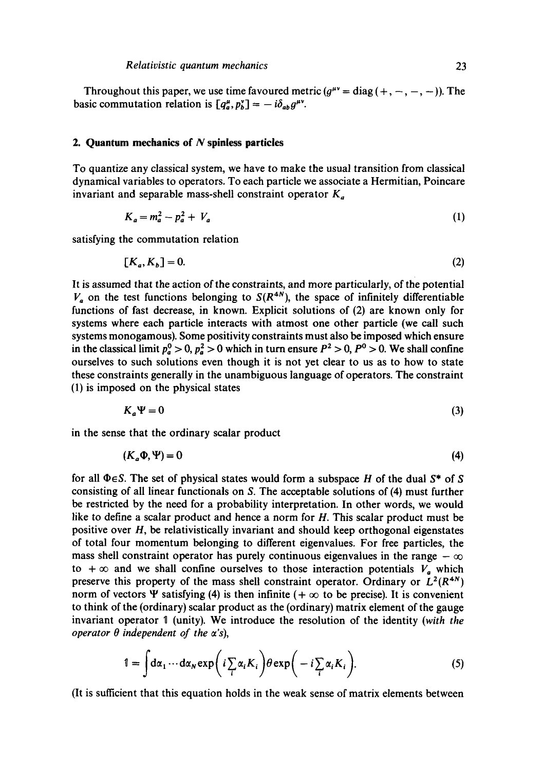Throughout this paper, we use time favoured metric ($g^{\mu\nu} = \text{diag}\,(+,-,-,-)$). The basic commutation relation is $[q_a^\mu, p_b^\nu] = -i\delta_{ab}g^{\mu\nu}$.

## 2. Quantum mechanics of $N$ spinless particles

To quantize any classical system, we have to make the usual transition from classical dynamical variables to operators. To each particle we associate a Hermitian, Poincare invariant and separable mass-shell constraint operator $K_a$

$$K_a = m_a^2 - p_a^2 + V_a \tag{1}$$

satisfying the commutation relation

$$[K_a, K_b] = 0. \tag{2}$$

It is assumed that the action of the constraints, and more particularly, of the potential $V_a$ on the test functions belonging to $S(R^{4N})$, the space of infinitely differentiable functions of fast decrease, in known. Explicit solutions of (2) are known only for systems where each particle interacts with atmost one other particle (we call such systems monogamous). Some positivity constraints must also be imposed which ensure in the classical limit $p_a^0 > 0$, $p_a^2 > 0$ which in turn ensure $P^2 > 0$, $P^0 > 0$. We shall confine ourselves to such solutions even though it is not yet clear to us as to how to state these constraints generally in the unambiguous language of operators. The constraint (1) is imposed on the physical states

$$K_a \Psi = 0 \tag{3}$$

in the sense that the ordinary scalar product

$$(K_a \Phi, \Psi) = 0 \tag{4}$$

for all $\Phi \in S$. The set of physical states would form a subspace $H$ of the dual $S^*$ of $S$ consisting of all linear functionals on $S$. The acceptable solutions of (4) must further be restricted by the need for a probability interpretation. In other words, we would like to define a scalar product and hence a norm for $H$. This scalar product must be positive over $H$, be relativistically invariant and should keep orthogonal eigenstates of total four momentum belonging to different eigenvalues. For free particles, the mass shell constraint operator has purely continuous eigenvalues in the range $-\infty$ to $+\infty$ and we shall confine ourselves to those interaction potentials $V_a$ which preserve this property of the mass shell constraint operator. Ordinary or $L^2(R^{4N})$ norm of vectors $\Psi$ satisfying (4) is then infinite ($+\infty$ to be precise). It is convenient to think of the (ordinary) scalar product as the (ordinary) matrix element of the gauge invariant operator $\mathbb{1}$ (unity). We introduce the resolution of the identity (*with the operator $\theta$ independent of the $\alpha$'s*),

$$\mathbb{1} = \int \mathrm{d}\alpha_1 \cdots \mathrm{d}\alpha_N \exp\left(i\sum_i \alpha_i K_i\right)\theta \exp\left(-i\sum_i \alpha_i K_i\right). \tag{5}$$

(It is sufficient that this equation holds in the weak sense of matrix elements between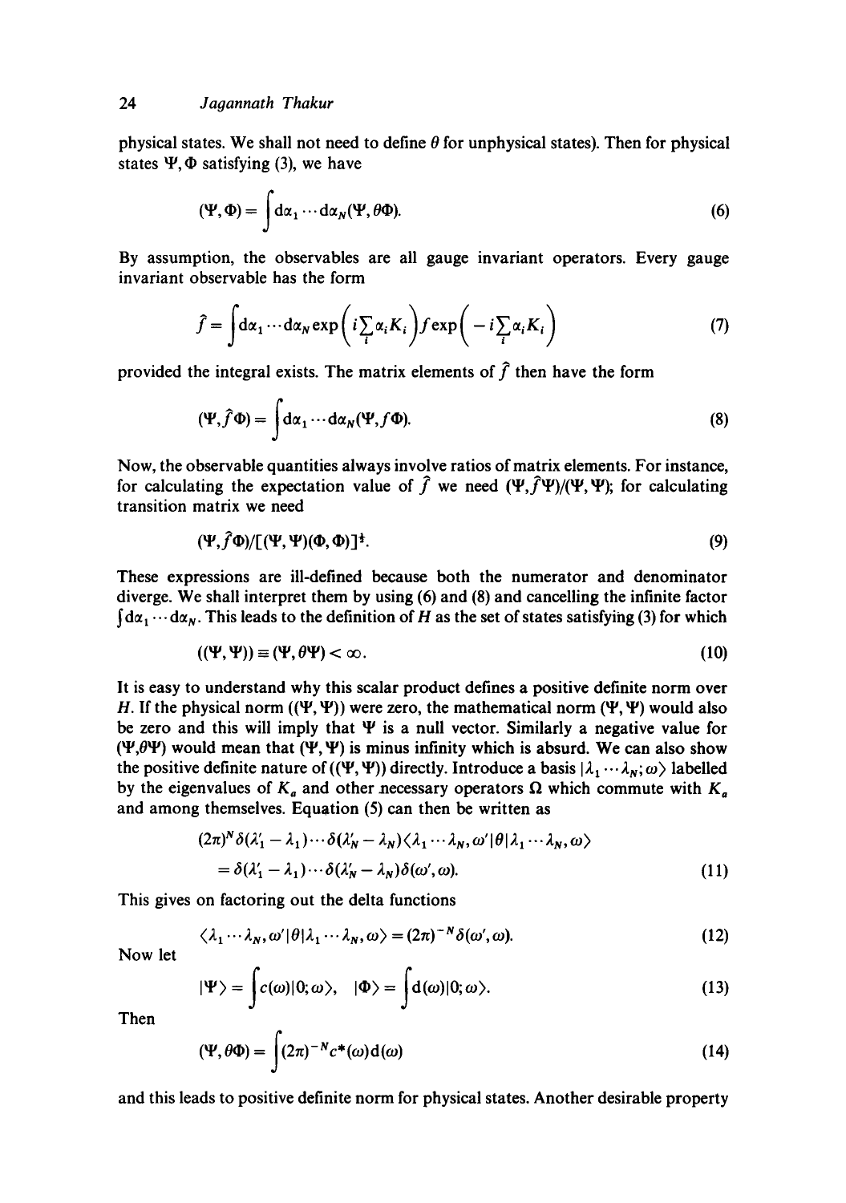physical states. We shall not need to define $\theta$ for unphysical states). Then for physical states $\Psi, \Phi$ satisfying (3), we have

$$(\Psi, \Phi) = \int \mathrm{d}\alpha_1 \cdots \mathrm{d}\alpha_N (\Psi, \theta\Phi). \tag{6}$$

By assumption, the observables are all gauge invariant operators. Every gauge invariant observable has the form

$$\hat{f} = \int \mathrm{d}\alpha_1 \cdots \mathrm{d}\alpha_N \exp\left(i\sum_i \alpha_i K_i\right) f \exp\left(-i\sum_i \alpha_i K_i\right) \tag{7}$$

provided the integral exists. The matrix elements of $\hat{f}$ then have the form

$$(\Psi, \hat{f}\Phi) = \int \mathrm{d}\alpha_1 \cdots \mathrm{d}\alpha_N (\Psi, f\Phi). \tag{8}$$

Now, the observable quantities always involve ratios of matrix elements. For instance, for calculating the expectation value of $\hat{f}$ we need $(\Psi, \hat{f}\Psi)/(\Psi, \Psi)$; for calculating transition matrix we need

$$(\Psi, \hat{f}\Phi)/[(\Psi, \Psi)(\Phi, \Phi)]^{\frac{1}{2}}. \tag{9}$$

These expressions are ill-defined because both the numerator and denominator diverge. We shall interpret them by using (6) and (8) and cancelling the infinite factor $\int \mathrm{d}\alpha_1 \cdots \mathrm{d}\alpha_N$. This leads to the definition of $H$ as the set of states satisfying (3) for which

$$((\Psi, \Psi)) \equiv (\Psi, \theta\Psi) < \infty. \tag{10}$$

It is easy to understand why this scalar product defines a positive definite norm over $H$. If the physical norm $((\Psi, \Psi))$ were zero, the mathematical norm $(\Psi, \Psi)$ would also be zero and this will imply that $\Psi$ is a null vector. Similarly a negative value for $(\Psi, \theta\Psi)$ would mean that $(\Psi, \Psi)$ is minus infinity which is absurd. We can also show the positive definite nature of $((\Psi, \Psi))$ directly. Introduce a basis $|\lambda_1 \cdots \lambda_N; \omega\rangle$ labelled by the eigenvalues of $K_a$ and other necessary operators $\Omega$ which commute with $K_a$ and among themselves. Equation (5) can then be written as

$$\begin{aligned}
&(2\pi)^N \delta(\lambda_1' - \lambda_1) \cdots \delta(\lambda_N' - \lambda_N) \langle \lambda_1 \cdots \lambda_N, \omega' | \theta | \lambda_1 \cdots \lambda_N, \omega \rangle \\
&\quad = \delta(\lambda_1' - \lambda_1) \cdots \delta(\lambda_N' - \lambda_N) \delta(\omega', \omega).
\end{aligned} \tag{11}$$

This gives on factoring out the delta functions

$$\langle \lambda_1 \cdots \lambda_N, \omega' | \theta | \lambda_1 \cdots \lambda_N, \omega \rangle = (2\pi)^{-N} \delta(\omega', \omega). \tag{12}$$

Now let

$$|\Psi\rangle = \int c(\omega) |0; \omega\rangle, \quad |\Phi\rangle = \int \mathrm{d}(\omega) |0; \omega\rangle. \tag{13}$$

Then

$$(\Psi, \theta\Phi) = \int (2\pi)^{-N} c^*(\omega) \mathrm{d}(\omega) \tag{14}$$

and this leads to positive definite norm for physical states. Another desirable property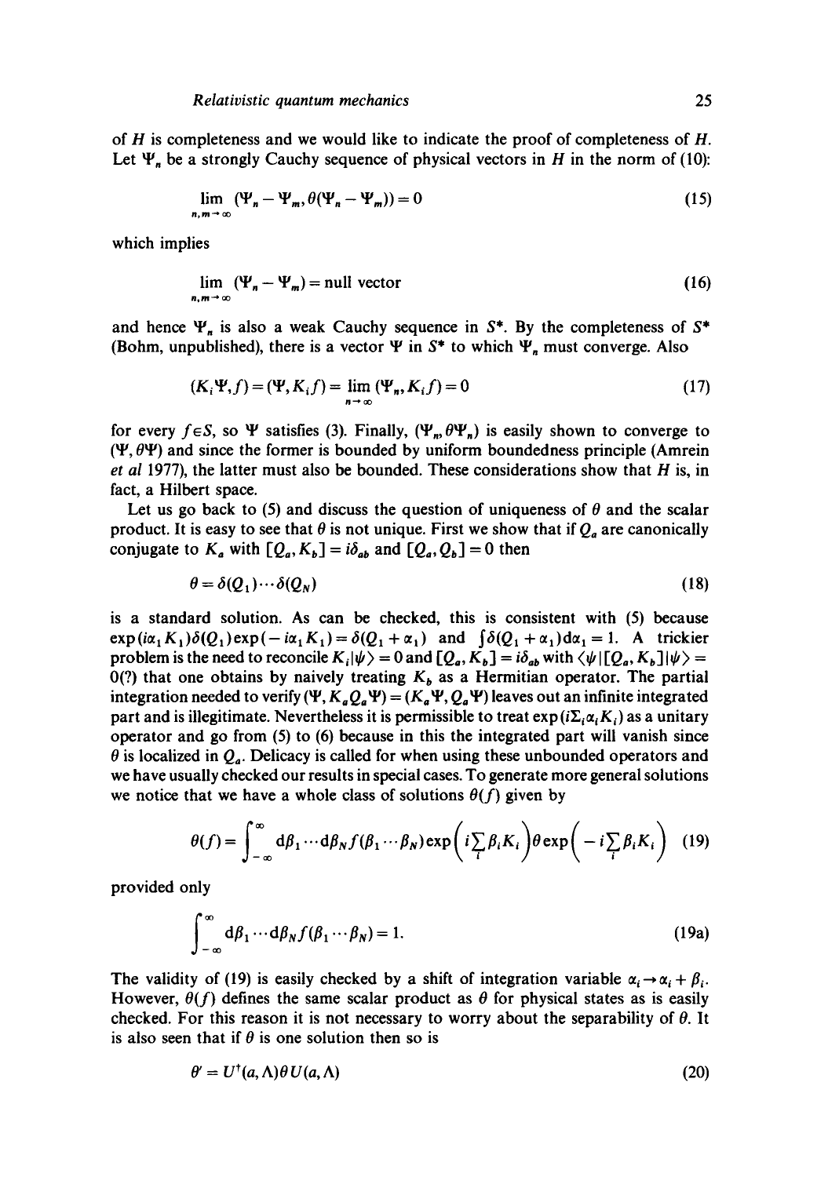of $H$ is completeness and we would like to indicate the proof of completeness of $H$. Let $\Psi_n$ be a strongly Cauchy sequence of physical vectors in $H$ in the norm of (10):

$$\lim_{n,m\to\infty} (\Psi_n - \Psi_m, \theta(\Psi_n - \Psi_m)) = 0 \tag{15}$$

which implies

$$\lim_{n,m\to\infty} (\Psi_n - \Psi_m) = \text{null vector} \tag{16}$$

and hence $\Psi_n$ is also a weak Cauchy sequence in $S^*$. By the completeness of $S^*$ (Bohm, unpublished), there is a vector $\Psi$ in $S^*$ to which $\Psi_n$ must converge. Also

$$(K_i\Psi, f) = (\Psi, K_i f) = \lim_{n\to\infty} (\Psi_n, K_i f) = 0 \tag{17}$$

for every $f \in S$, so $\Psi$ satisfies (3). Finally, $(\Psi_n, \theta\Psi_n)$ is easily shown to converge to $(\Psi, \theta\Psi)$ and since the former is bounded by uniform boundedness principle (Amrein *et al* 1977), the latter must also be bounded. These considerations show that $H$ is, in fact, a Hilbert space.

Let us go back to (5) and discuss the question of uniqueness of $\theta$ and the scalar product. It is easy to see that $\theta$ is not unique. First we show that if $Q_a$ are canonically conjugate to $K_a$ with $[Q_a, K_b] = i\delta_{ab}$ and $[Q_a, Q_b] = 0$ then

$$\theta = \delta(Q_1)\cdots\delta(Q_N) \tag{18}$$

is a standard solution. As can be checked, this is consistent with (5) because $\exp(i\alpha_1 K_1)\delta(Q_1)\exp(-i\alpha_1 K_1) = \delta(Q_1 + \alpha_1)$ and $\int\delta(Q_1 + \alpha_1)\mathrm{d}\alpha_1 = 1$. A trickier problem is the need to reconcile $K_i|\psi\rangle = 0$ and $[Q_a, K_b] = i\delta_{ab}$ with $\langle\psi|[Q_a, K_b]|\psi\rangle = 0(?)$ that one obtains by naively treating $K_b$ as a Hermitian operator. The partial integration needed to verify $(\Psi, K_a Q_a \Psi) = (K_a\Psi, Q_a\Psi)$ leaves out an infinite integrated part and is illegitimate. Nevertheless it is permissible to treat $\exp(i\Sigma_i \alpha_i K_i)$ as a unitary operator and go from (5) to (6) because in this the integrated part will vanish since $\theta$ is localized in $Q_a$. Delicacy is called for when using these unbounded operators and we have usually checked our results in special cases. To generate more general solutions we notice that we have a whole class of solutions $\theta(f)$ given by

$$\theta(f) = \int_{-\infty}^{\infty} \mathrm{d}\beta_1 \cdots \mathrm{d}\beta_N f(\beta_1 \cdots \beta_N) \exp\left(i\sum_i \beta_i K_i\right)\theta \exp\left(-i\sum_i \beta_i K_i\right) \tag{19}$$

provided only

$$\int_{-\infty}^{\infty} \mathrm{d}\beta_1 \cdots \mathrm{d}\beta_N f(\beta_1 \cdots \beta_N) = 1. \tag{19a}$$

The validity of (19) is easily checked by a shift of integration variable $\alpha_i \to \alpha_i + \beta_i$. However, $\theta(f)$ defines the same scalar product as $\theta$ for physical states as is easily checked. For this reason it is not necessary to worry about the separability of $\theta$. It is also seen that if $\theta$ is one solution then so is

$$\theta' = U^\dagger(a, \Lambda)\theta U(a, \Lambda) \tag{20}$$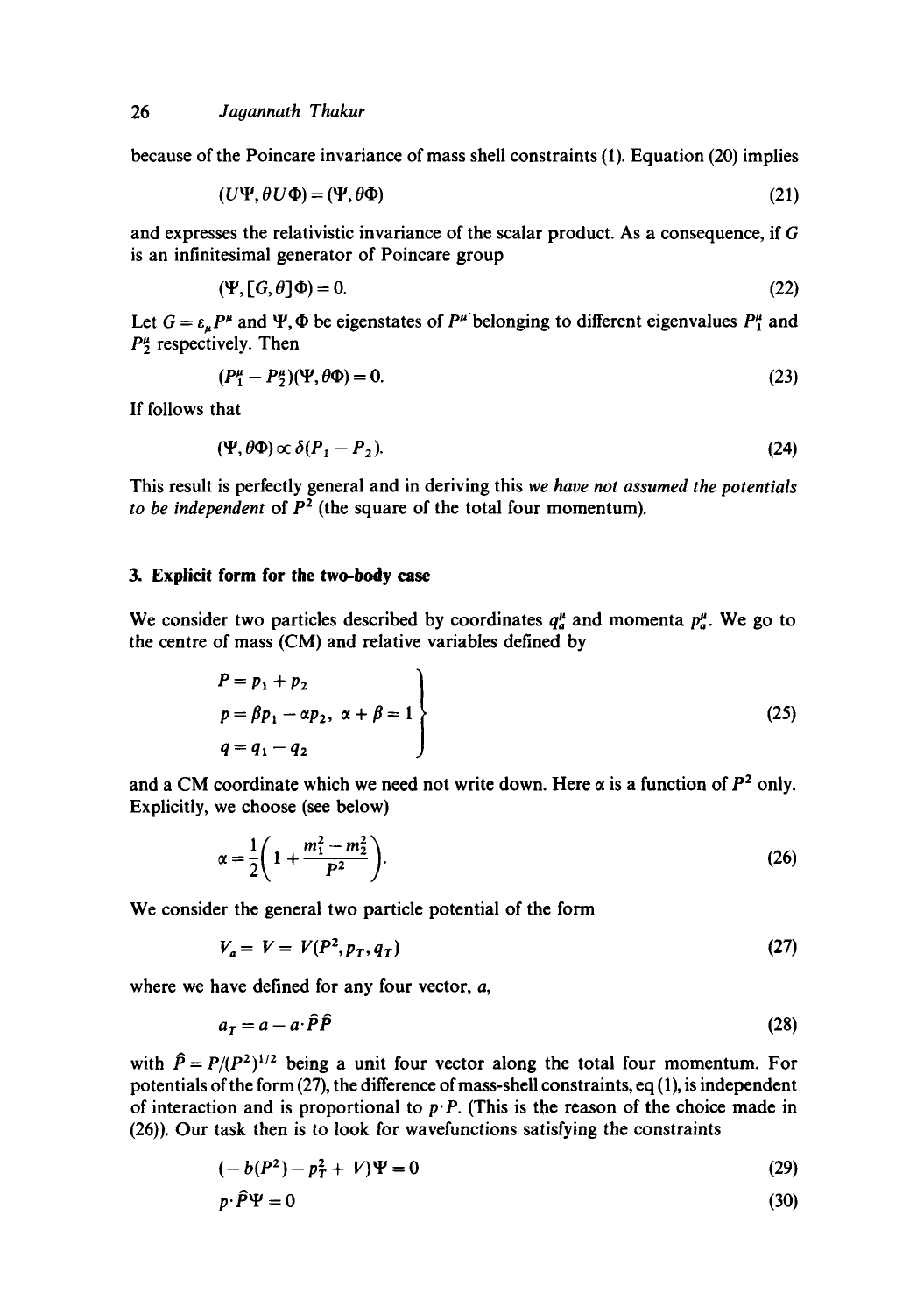because of the Poincare invariance of mass shell constraints (1). Equation (20) implies

$$(U\Psi, \theta U\Phi) = (\Psi, \theta\Phi) \tag{21}$$

and expresses the relativistic invariance of the scalar product. As a consequence, if $G$ is an infinitesimal generator of Poincare group

$$(\Psi, [G, \theta]\Phi) = 0. \tag{22}$$

Let $G = \varepsilon_\mu P^\mu$ and $\Psi, \Phi$ be eigenstates of $P^\mu$ belonging to different eigenvalues $P_1^\mu$ and $P_2^\mu$ respectively. Then

$$(P_1^\mu - P_2^\mu)(\Psi, \theta\Phi) = 0. \tag{23}$$

If follows that

$$(\Psi, \theta\Phi) \propto \delta(P_1 - P_2). \tag{24}$$

This result is perfectly general and in deriving this *we have not assumed the potentials to be independent* of $P^2$ (the square of the total four momentum).

## 3. Explicit form for the two-body case

We consider two particles described by coordinates $q_a^\mu$ and momenta $p_a^\mu$. We go to the centre of mass (CM) and relative variables defined by

$$\left.\begin{aligned} &P = p_1 + p_2 \\ &p = \beta p_1 - \alpha p_2, \;\; \alpha + \beta = 1 \\ &q = q_1 - q_2 \end{aligned}\right\} \tag{25}$$

and a CM coordinate which we need not write down. Here $\alpha$ is a function of $P^2$ only. Explicitly, we choose (see below)

$$\alpha = \frac{1}{2}\left(1 + \frac{m_1^2 - m_2^2}{P^2}\right). \tag{26}$$

We consider the general two particle potential of the form

$$V_a = V = V(P^2, p_T, q_T) \tag{27}$$

where we have defined for any four vector, $a$,

$$a_T = a - a\cdot\hat{P}\hat{P} \tag{28}$$

with $\hat{P} = P/(P^2)^{1/2}$ being a unit four vector along the total four momentum. For potentials of the form (27), the difference of mass-shell constraints, eq (1), is independent of interaction and is proportional to $p\cdot P$. (This is the reason of the choice made in (26)). Our task then is to look for wavefunctions satisfying the constraints

$$(-b(P^2) - p_T^2 + V)\Psi = 0 \tag{29}$$

$$p\cdot\hat{P}\Psi = 0 \tag{30}$$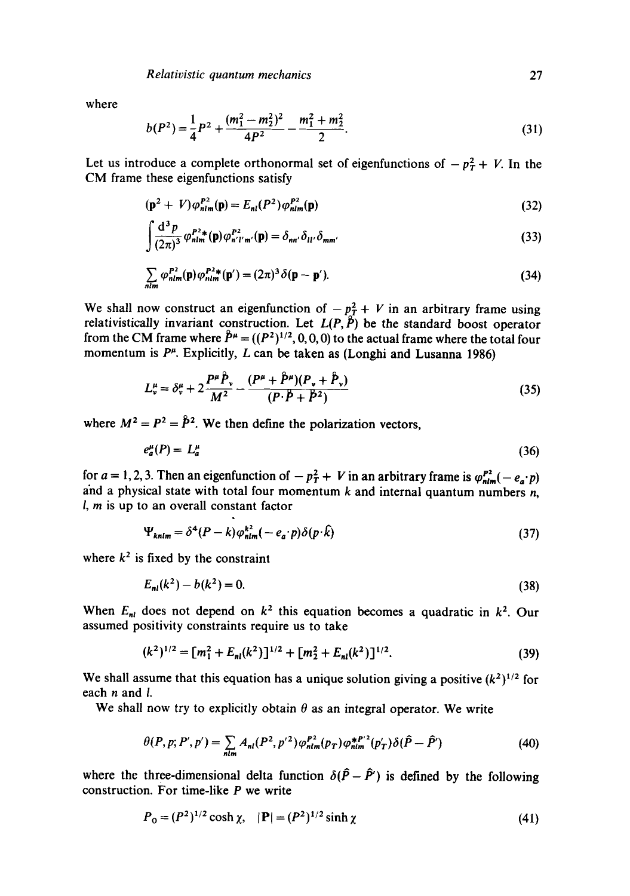where

$$b(P^2) = \frac{1}{4}P^2 + \frac{(m_1^2 - m_2^2)^2}{4P^2} - \frac{m_1^2 + m_2^2}{2}. \tag{31}$$

Let us introduce a complete orthonormal set of eigenfunctions of $-p_T^2 + V$. In the CM frame these eigenfunctions satisfy

$$(\mathbf{p}^2 + V)\varphi_{nlm}^{P^2}(\mathbf{p}) = E_{nl}(P^2)\varphi_{nlm}^{P^2}(\mathbf{p}) \tag{32}$$

$$\int \frac{d^3 p}{(2\pi)^3} \varphi_{nlm}^{P^2 *}(\mathbf{p})\varphi_{n'l'm'}^{P^2}(\mathbf{p}) = \delta_{nn'}\delta_{ll'}\delta_{mm'} \tag{33}$$

$$\sum_{nlm} \varphi_{nlm}^{P^2}(\mathbf{p})\varphi_{nlm}^{P^2 *}(\mathbf{p}') = (2\pi)^3 \delta(\mathbf{p} - \mathbf{p}'). \tag{34}$$

We shall now construct an eigenfunction of $-p_T^2 + V$ in an arbitrary frame using relativistically invariant construction. Let $L(P, \mathring{P})$ be the standard boost operator from the CM frame where $\mathring{P}^\mu = ((P^2)^{1/2}, 0, 0, 0)$ to the actual frame where the total four momentum is $P^\mu$. Explicitly, $L$ can be taken as (Longhi and Lusanna 1986)

$$L_\nu^\mu = \delta_\nu^\mu + 2\frac{P^\mu \mathring{P}_\nu}{M^2} - \frac{(P^\mu + \mathring{P}^\mu)(P_\nu + \mathring{P}_\nu)}{(P \cdot \mathring{P} + \mathring{P}^2)} \tag{35}$$

where $M^2 = P^2 = \mathring{P}^2$. We then define the polarization vectors,

$$e_a^\mu(P) = L_a^\mu \tag{36}$$

for $a = 1, 2, 3$. Then an eigenfunction of $-p_T^2 + V$ in an arbitrary frame is $\varphi_{nlm}^{P^2}(-e_a \cdot p)$ and a physical state with total four momentum $k$ and internal quantum numbers $n$, $l$, $m$ is up to an overall constant factor

$$\Psi_{knlm} = \delta^4(P - k)\varphi_{nlm}^{k^2}(-e_a \cdot p)\delta(p \cdot \hat{k}) \tag{37}$$

where $k^2$ is fixed by the constraint

$$E_{nl}(k^2) - b(k^2) = 0. \tag{38}$$

When $E_{nl}$ does not depend on $k^2$ this equation becomes a quadratic in $k^2$. Our assumed positivity constraints require us to take

$$(k^2)^{1/2} = [m_1^2 + E_{nl}(k^2)]^{1/2} + [m_2^2 + E_{nl}(k^2)]^{1/2}. \tag{39}$$

We shall assume that this equation has a unique solution giving a positive $(k^2)^{1/2}$ for each $n$ and $l$.

We shall now try to explicitly obtain $\theta$ as an integral operator. We write

$$\theta(P, p; P', p') = \sum_{nlm} A_{nl}(P^2, p'^2)\varphi_{nlm}^{P^2}(p_T)\varphi_{nlm}^{*P'^2}(p'_T)\delta(\hat{P} - \hat{P}') \tag{40}$$

where the three-dimensional delta function $\delta(\hat{P} - \hat{P}')$ is defined by the following construction. For time-like $P$ we write

$$P_0 = (P^2)^{1/2}\cosh\chi, \quad |\mathbf{P}| = (P^2)^{1/2}\sinh\chi \tag{41}$$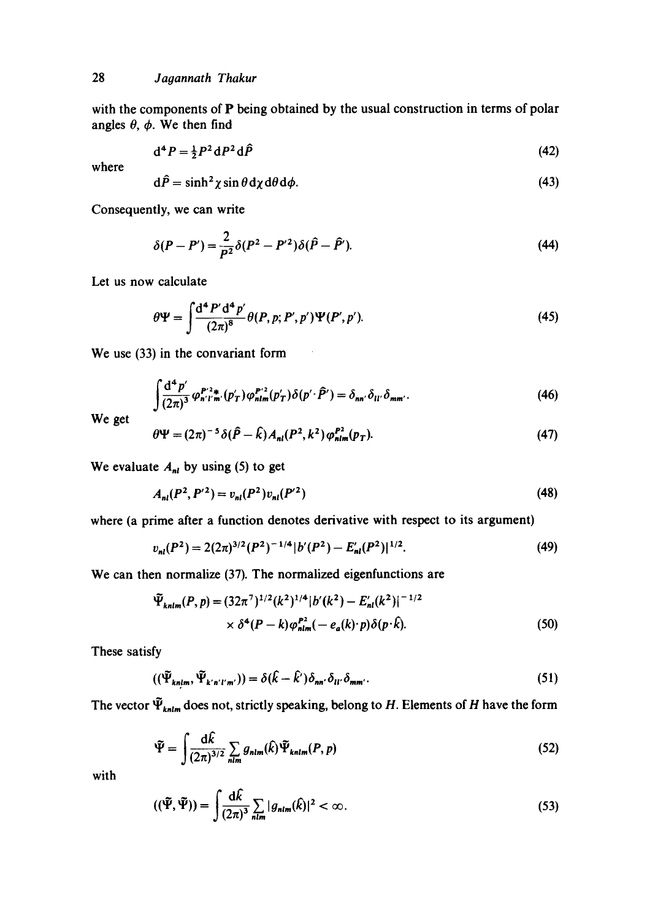with the components of **P** being obtained by the usual construction in terms of polar angles $\theta$, $\phi$. We then find

$$d^4 P = \tfrac{1}{2} P^2 dP^2 d\hat{P} \tag{42}$$

where

$$d\hat{P} = \sinh^2 \chi \sin\theta \, d\chi \, d\theta \, d\phi. \tag{43}$$

Consequently, we can write

$$\delta(P - P') = \frac{2}{P^2} \delta(P^2 - P'^2) \delta(\hat{P} - \hat{P}'). \tag{44}$$

Let us now calculate

$$\theta\Psi = \int \frac{d^4 P' d^4 p'}{(2\pi)^8} \theta(P, p; P', p') \Psi(P', p'). \tag{45}$$

We use (33) in the convariant form

$$\int \frac{d^4 p'}{(2\pi)^3} \varphi^{P'^2 *}_{n'l'm'}(p'_T) \varphi^{P'^2}_{nlm}(p'_T) \delta(p' \cdot \hat{P}') = \delta_{nn'} \delta_{ll'} \delta_{mm'}. \tag{46}$$

We get

$$\theta\Psi = (2\pi)^{-5} \delta(\hat{P} - \hat{k}) A_{nl}(P^2, k^2) \varphi^{P^2}_{nlm}(p_T). \tag{47}$$

We evaluate $A_{nl}$ by using (5) to get

$$A_{nl}(P^2, P'^2) = v_{nl}(P^2) v_{nl}(P'^2) \tag{48}$$

where (a prime after a function denotes derivative with respect to its argument)

$$v_{nl}(P^2) = 2(2\pi)^{3/2} (P^2)^{-1/4} |b'(P^2) - E'_{nl}(P^2)|^{1/2}. \tag{49}$$

We can then normalize (37). The normalized eigenfunctions are

$$\begin{aligned} \tilde{\Psi}_{knlm}(P, p) = {} & (32\pi^7)^{1/2} (k^2)^{1/4} |b'(k^2) - E'_{nl}(k^2)|^{-1/2} \\ & \times \delta^4(P - k) \varphi^{P^2}_{nlm}(-e_a(k) \cdot p) \delta(p \cdot \hat{k}). \end{aligned} \tag{50}$$

These satisfy

$$((\tilde{\Psi}_{knlm}, \tilde{\Psi}_{k'n'l'm'})) = \delta(\hat{k} - \hat{k}') \delta_{nn'} \delta_{ll'} \delta_{mm'}. \tag{51}$$

The vector $\tilde{\Psi}_{knlm}$ does not, strictly speaking, belong to $H$. Elements of $H$ have the form

$$\tilde{\Psi} = \int \frac{d\hat{k}}{(2\pi)^{3/2}} \sum_{nlm} g_{nlm}(\hat{k}) \tilde{\Psi}_{knlm}(P, p) \tag{52}$$

with

$$((\tilde{\Psi}, \tilde{\Psi})) = \int \frac{d\hat{k}}{(2\pi)^3} \sum_{nlm} |g_{nlm}(\hat{k})|^2 < \infty. \tag{53}$$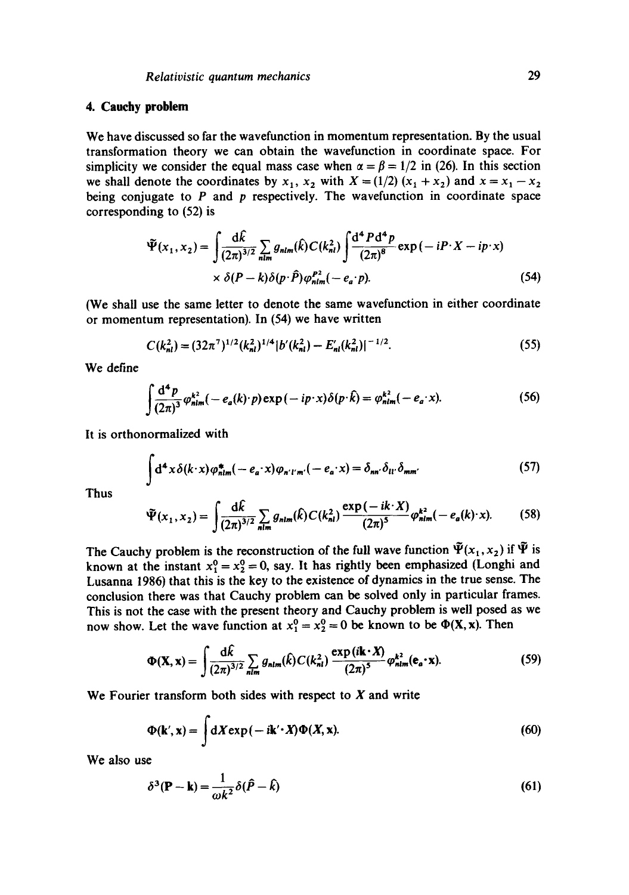## 4. Cauchy problem

We have discussed so far the wavefunction in momentum representation. By the usual transformation theory we can obtain the wavefunction in coordinate space. For simplicity we consider the equal mass case when $\alpha = \beta = 1/2$ in (26). In this section we shall denote the coordinates by $x_1$, $x_2$ with $X = (1/2)(x_1 + x_2)$ and $x = x_1 - x_2$ being conjugate to $P$ and $p$ respectively. The wavefunction in coordinate space corresponding to (52) is

$$\tilde{\Psi}(x_1, x_2) = \int \frac{\mathrm{d}\hat{k}}{(2\pi)^{3/2}} \sum_{nlm} g_{nlm}(\hat{k}) C(k_{nl}^2) \int \frac{\mathrm{d}^4 P \, \mathrm{d}^4 p}{(2\pi)^8} \exp(-iP\cdot X - ip\cdot x)$$
$$\times \, \delta(P - k)\delta(p\cdot\hat{P})\varphi_{nlm}^{P^2}(-e_a\cdot p). \tag{54}$$

(We shall use the same letter to denote the same wavefunction in either coordinate or momentum representation). In (54) we have written

$$C(k_{nl}^2) = (32\pi^7)^{1/2}(k_{nl}^2)^{1/4}|b'(k_{nl}^2) - E'_{nl}(k_{nl}^2)|^{-1/2}. \tag{55}$$

We define

$$\int \frac{\mathrm{d}^4 p}{(2\pi)^3} \varphi_{nlm}^{k^2}(-e_a(k)\cdot p)\exp(-ip\cdot x)\delta(p\cdot\hat{k}) = \varphi_{nlm}^{k^2}(-e_a\cdot x). \tag{56}$$

It is orthonormalized with

$$\int \mathrm{d}^4 x \, \delta(k\cdot x)\varphi_{nlm}^{*}(-e_a\cdot x)\varphi_{n'l'm'}(-e_a\cdot x) = \delta_{nn'}\delta_{ll'}\delta_{mm'} \tag{57}$$

Thus

$$\tilde{\Psi}(x_1, x_2) = \int \frac{\mathrm{d}\hat{k}}{(2\pi)^{3/2}} \sum_{nlm} g_{nlm}(\hat{k}) C(k_{nl}^2) \frac{\exp(-ik\cdot X)}{(2\pi)^5} \varphi_{nlm}^{k^2}(-e_a(k)\cdot x). \tag{58}$$

The Cauchy problem is the reconstruction of the full wave function $\tilde{\Psi}(x_1, x_2)$ if $\tilde{\Psi}$ is known at the instant $x_1^0 = x_2^0 = 0$, say. It has rightly been emphasized (Longhi and Lusanna 1986) that this is the key to the existence of dynamics in the true sense. The conclusion there was that Cauchy problem can be solved only in particular frames. This is not the case with the present theory and Cauchy problem is well posed as we now show. Let the wave function at $x_1^0 = x_2^0 = 0$ be known to be $\Phi(\mathbf{X}, \mathbf{x})$. Then

$$\Phi(\mathbf{X}, \mathbf{x}) = \int \frac{\mathrm{d}\hat{k}}{(2\pi)^{3/2}} \sum_{nlm} g_{nlm}(\hat{k}) C(k_{nl}^2) \frac{\exp(i\mathbf{k}\cdot\mathbf{X})}{(2\pi)^5} \varphi_{nlm}^{k^2}(\mathbf{e}_a\cdot\mathbf{x}). \tag{59}$$

We Fourier transform both sides with respect to $X$ and write

$$\Phi(\mathbf{k}', \mathbf{x}) = \int \mathrm{d}X \exp(-i\mathbf{k}'\cdot\mathbf{X})\Phi(\mathbf{X}, \mathbf{x}). \tag{60}$$

We also use

$$\delta^3(\mathbf{P} - \mathbf{k}) = \frac{1}{\omega k^2}\delta(\hat{P} - \hat{k}) \tag{61}$$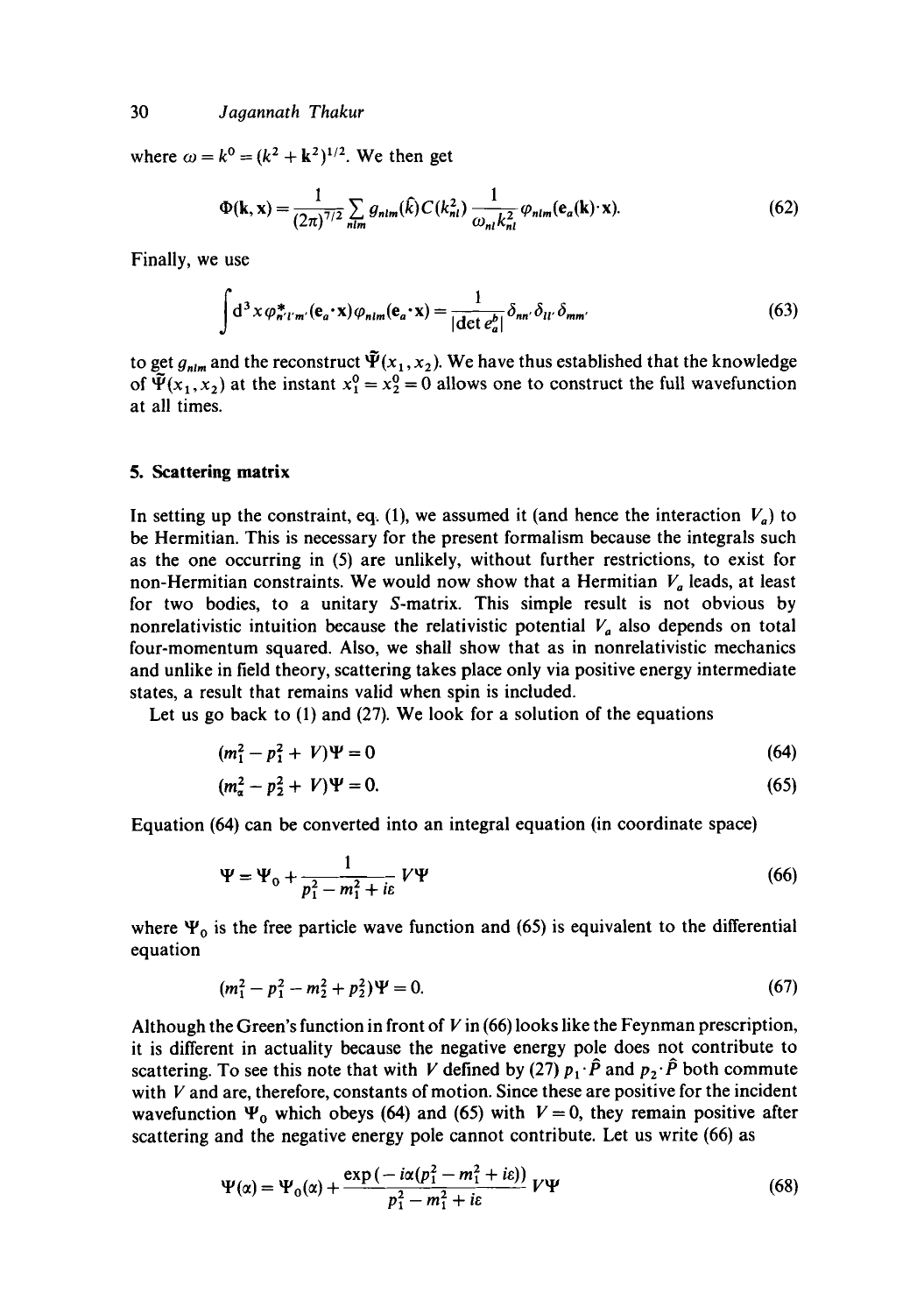where $\omega = k^0 = (k^2 + \mathbf{k}^2)^{1/2}$. We then get

$$\Phi(\mathbf{k}, \mathbf{x}) = \frac{1}{(2\pi)^{7/2}} \sum_{nlm} g_{nlm}(\hat{k}) C(k_{nl}^2) \frac{1}{\omega_{nl} k_{nl}^2} \varphi_{nlm}(\mathbf{e}_a(\mathbf{k}) \cdot \mathbf{x}). \tag{62}$$

Finally, we use

$$\int \mathrm{d}^3 x \, \varphi^*_{n'l'm'}(\mathbf{e}_a \cdot \mathbf{x}) \varphi_{nlm}(\mathbf{e}_a \cdot \mathbf{x}) = \frac{1}{|\det e_a^b|} \delta_{nn'} \delta_{ll'} \delta_{mm'} \tag{63}$$

to get $g_{nlm}$ and the reconstruct $\tilde{\Psi}(x_1, x_2)$. We have thus established that the knowledge of $\tilde{\Psi}(x_1, x_2)$ at the instant $x_1^0 = x_2^0 = 0$ allows one to construct the full wavefunction at all times.

## 5. Scattering matrix

In setting up the constraint, eq. (1), we assumed it (and hence the interaction $V_a$) to be Hermitian. This is necessary for the present formalism because the integrals such as the one occurring in (5) are unlikely, without further restrictions, to exist for non-Hermitian constraints. We would now show that a Hermitian $V_a$ leads, at least for two bodies, to a unitary $S$-matrix. This simple result is not obvious by nonrelativistic intuition because the relativistic potential $V_a$ also depends on total four-momentum squared. Also, we shall show that as in nonrelativistic mechanics and unlike in field theory, scattering takes place only via positive energy intermediate states, a result that remains valid when spin is included.

Let us go back to (1) and (27). We look for a solution of the equations

$$(m_1^2 - p_1^2 + V)\Psi = 0 \tag{64}$$

$$(m_2^2 - p_2^2 + V)\Psi = 0. \tag{65}$$

Equation (64) can be converted into an integral equation (in coordinate space)

$$\Psi = \Psi_0 + \frac{1}{p_1^2 - m_1^2 + i\varepsilon} V\Psi \tag{66}$$

where $\Psi_0$ is the free particle wave function and (65) is equivalent to the differential equation

$$(m_1^2 - p_1^2 - m_2^2 + p_2^2)\Psi = 0. \tag{67}$$

Although the Green's function in front of $V$ in (66) looks like the Feynman prescription, it is different in actuality because the negative energy pole does not contribute to scattering. To see this note that with $V$ defined by (27) $p_1 \cdot \hat{P}$ and $p_2 \cdot \hat{P}$ both commute with $V$ and are, therefore, constants of motion. Since these are positive for the incident wavefunction $\Psi_0$ which obeys (64) and (65) with $V = 0$, they remain positive after scattering and the negative energy pole cannot contribute. Let us write (66) as

$$\Psi(\alpha) = \Psi_0(\alpha) + \frac{\exp(-i\alpha(p_1^2 - m_1^2 + i\varepsilon))}{p_1^2 - m_1^2 + i\varepsilon} V\Psi \tag{68}$$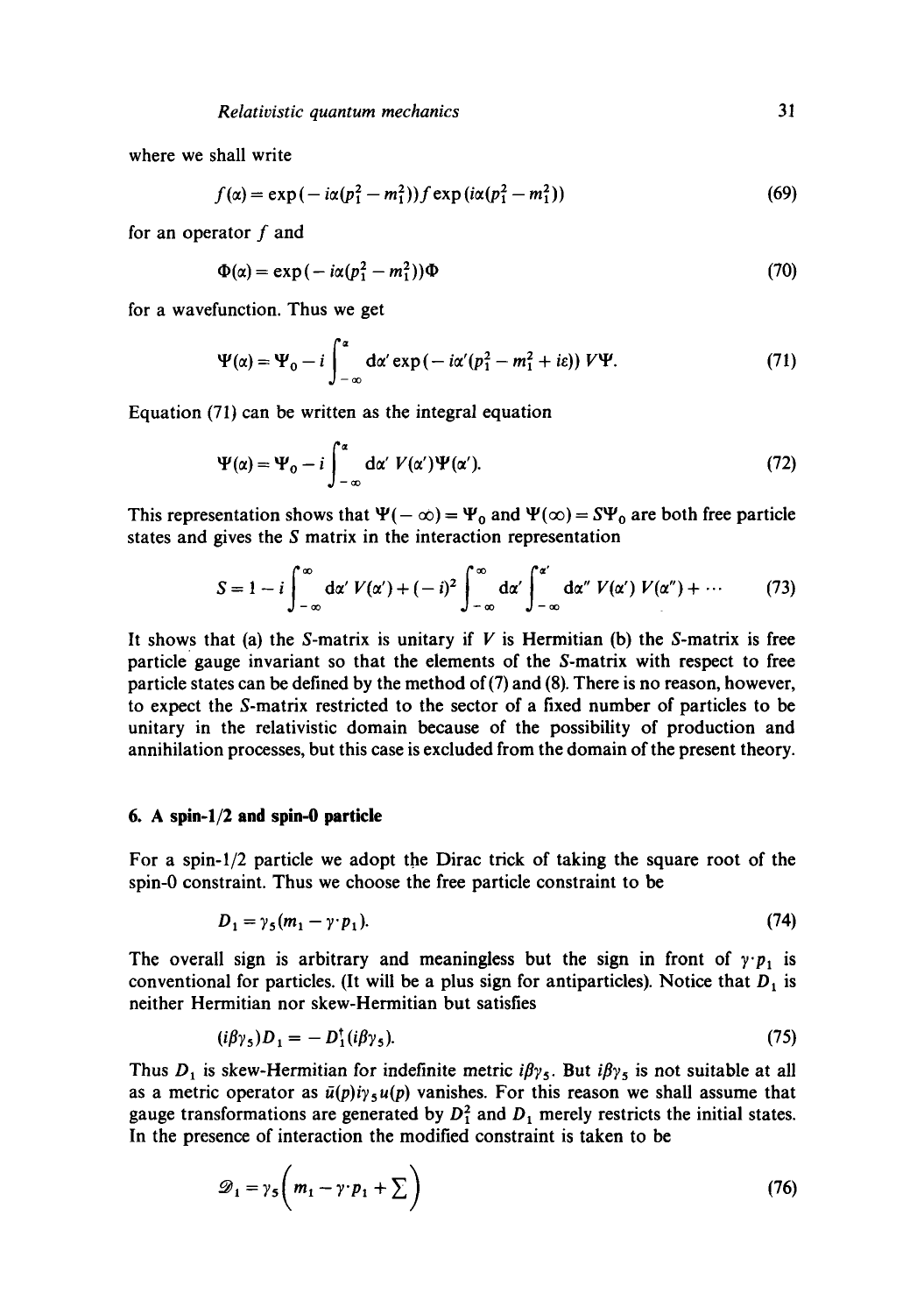where we shall write

$$f(\alpha) = \exp(-i\alpha(p_1^2 - m_1^2)) f \exp(i\alpha(p_1^2 - m_1^2)) \tag{69}$$

for an operator $f$ and

$$\Phi(\alpha) = \exp(-i\alpha(p_1^2 - m_1^2))\Phi \tag{70}$$

for a wavefunction. Thus we get

$$\Psi(\alpha) = \Psi_0 - i\int_{-\infty}^{\alpha} d\alpha' \exp(-i\alpha'(p_1^2 - m_1^2 + i\varepsilon))\, V\Psi. \tag{71}$$

Equation (71) can be written as the integral equation

$$\Psi(\alpha) = \Psi_0 - i\int_{-\infty}^{\alpha} d\alpha'\, V(\alpha')\Psi(\alpha'). \tag{72}$$

This representation shows that $\Psi(-\infty) = \Psi_0$ and $\Psi(\infty) = S\Psi_0$ are both free particle states and gives the $S$ matrix in the interaction representation

$$S = 1 - i\int_{-\infty}^{\infty} d\alpha'\, V(\alpha') + (-i)^2 \int_{-\infty}^{\infty} d\alpha' \int_{-\infty}^{\alpha'} d\alpha''\, V(\alpha')\, V(\alpha'') + \cdots \tag{73}$$

It shows that (a) the $S$-matrix is unitary if $V$ is Hermitian (b) the $S$-matrix is free particle gauge invariant so that the elements of the $S$-matrix with respect to free particle states can be defined by the method of (7) and (8). There is no reason, however, to expect the $S$-matrix restricted to the sector of a fixed number of particles to be unitary in the relativistic domain because of the possibility of production and annihilation processes, but this case is excluded from the domain of the present theory.

## 6. A spin-1/2 and spin-0 particle

For a spin-1/2 particle we adopt the Dirac trick of taking the square root of the spin-0 constraint. Thus we choose the free particle constraint to be

$$D_1 = \gamma_5(m_1 - \gamma\cdot p_1). \tag{74}$$

The overall sign is arbitrary and meaningless but the sign in front of $\gamma\cdot p_1$ is conventional for particles. (It will be a plus sign for antiparticles). Notice that $D_1$ is neither Hermitian nor skew-Hermitian but satisfies

$$(i\beta\gamma_5)D_1 = -D_1^\dagger(i\beta\gamma_5). \tag{75}$$

Thus $D_1$ is skew-Hermitian for indefinite metric $i\beta\gamma_5$. But $i\beta\gamma_5$ is not suitable at all as a metric operator as $\bar{u}(p)i\gamma_5 u(p)$ vanishes. For this reason we shall assume that gauge transformations are generated by $D_1^2$ and $D_1$ merely restricts the initial states. In the presence of interaction the modified constraint is taken to be

$$\mathscr{D}_1 = \gamma_5\left(m_1 - \gamma\cdot p_1 + \sum\right) \tag{76}$$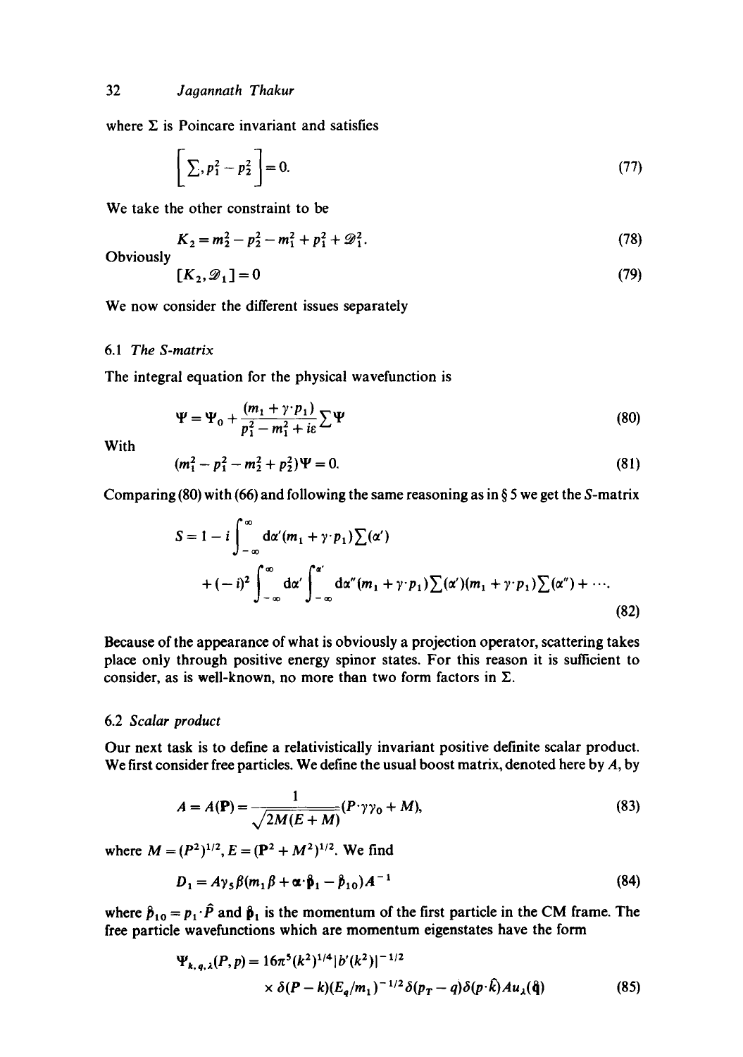where $\Sigma$ is Poincare invariant and satisfies

$$\left[\sum, p_1^2 - p_2^2\right] = 0. \tag{77}$$

We take the other constraint to be

$$K_2 = m_2^2 - p_2^2 - m_1^2 + p_1^2 + \mathscr{D}_1^2. \tag{78}$$

Obviously

$$[K_2, \mathscr{D}_1] = 0 \tag{79}$$

We now consider the different issues separately

### 6.1 *The S-matrix*

The integral equation for the physical wavefunction is

$$\Psi = \Psi_0 + \frac{(m_1 + \gamma\cdot p_1)}{p_1^2 - m_1^2 + i\varepsilon}\sum \Psi \tag{80}$$

With

$$(m_1^2 - p_1^2 - m_2^2 + p_2^2)\Psi = 0. \tag{81}$$

Comparing (80) with (66) and following the same reasoning as in § 5 we get the $S$-matrix

$$S = 1 - i\int_{-\infty}^{\infty} \mathrm{d}\alpha' (m_1 + \gamma\cdot p_1)\sum(\alpha') + (-i)^2 \int_{-\infty}^{\infty} \mathrm{d}\alpha' \int_{-\infty}^{\alpha'} \mathrm{d}\alpha'' (m_1 + \gamma\cdot p_1)\sum(\alpha')(m_1 + \gamma\cdot p_1)\sum(\alpha'') + \cdots. \tag{82}$$

Because of the appearance of what is obviously a projection operator, scattering takes place only through positive energy spinor states. For this reason it is sufficient to consider, as is well-known, no more than two form factors in $\Sigma$.

### 6.2 *Scalar product*

Our next task is to define a relativistically invariant positive definite scalar product. We first consider free particles. We define the usual boost matrix, denoted here by $A$, by

$$A = A(\mathbf{P}) = \frac{1}{\sqrt{2M(E+M)}}(P\cdot\gamma\gamma_0 + M), \tag{83}$$

where $M = (P^2)^{1/2}$, $E = (\mathbf{P}^2 + M^2)^{1/2}$. We find

$$D_1 = A\gamma_5\beta(m_1\beta + \boldsymbol{\alpha}\cdot\hat{\mathbf{p}}_1 - \hat{p}_{10})A^{-1} \tag{84}$$

where $\hat{p}_{10} = p_1\cdot\hat{P}$ and $\hat{\mathbf{p}}_1$ is the momentum of the first particle in the CM frame. The free particle wavefunctions which are momentum eigenstates have the form

$$\Psi_{k,q,\lambda}(P,p) = 16\pi^5 (k^2)^{1/4} |b'(k^2)|^{-1/2} \times \delta(P-k)(E_q/m_1)^{-1/2}\delta(p_T - q)\delta(p\cdot\hat{k}) A u_\lambda(\hat{\mathbf{q}}) \tag{85}$$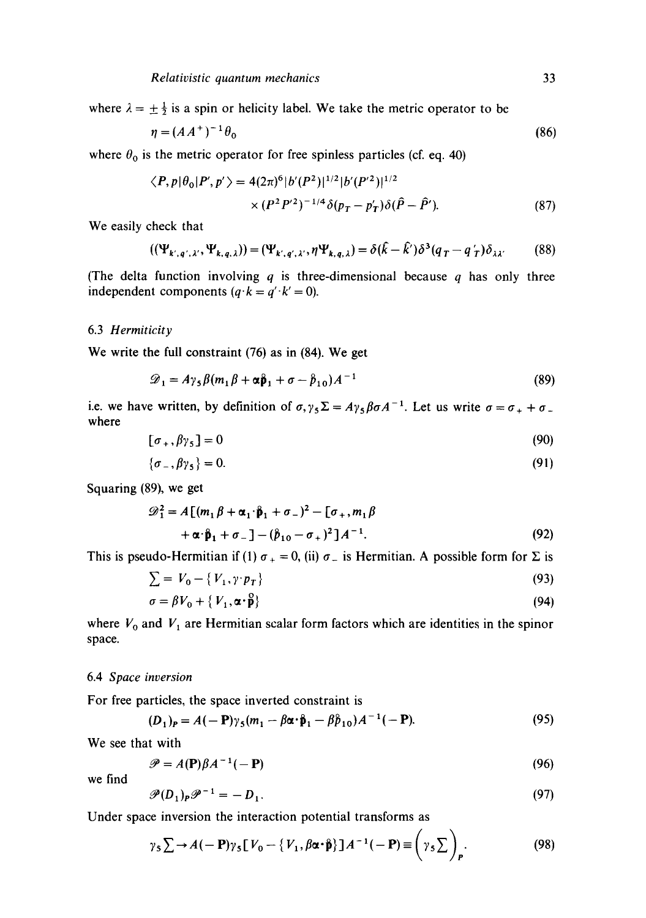where $\lambda = \pm \frac{1}{2}$ is a spin or helicity label. We take the metric operator to be

$$\eta = (AA^+)^{-1}\theta_0 \tag{86}$$

where $\theta_0$ is the metric operator for free spinless particles (cf. eq. 40)

$$\langle P, p|\theta_0|P', p'\rangle = 4(2\pi)^6 |b'(P^2)|^{1/2}|b'(P'^2)|^{1/2} \times (P^2 P'^2)^{-1/4}\delta(p_T - p'_T)\delta(\hat{P} - \hat{P}'). \tag{87}$$

We easily check that

$$((\Psi_{k',q',\lambda'}, \Psi_{k,q,\lambda})) = (\Psi_{k',q',\lambda'}, \eta\Psi_{k,q,\lambda}) = \delta(\hat{k} - \hat{k}')\delta^3(q_T - q'_T)\delta_{\lambda\lambda'} \tag{88}$$

(The delta function involving $q$ is three-dimensional because $q$ has only three independent components ($q \cdot k = q' \cdot k' = 0$).

### 6.3 *Hermiticity*

We write the full constraint (76) as in (84). We get

$$\mathscr{D}_1 = A\gamma_5\beta(m_1\beta + \boldsymbol{\alpha}\mathring{\mathbf{p}}_1 + \sigma - \mathring{p}_{10})A^{-1} \tag{89}$$

i.e. we have written, by definition of $\sigma, \gamma_5\Sigma = A\gamma_5\beta\sigma A^{-1}$. Let us write $\sigma = \sigma_+ + \sigma_-$ where

$$[\sigma_+, \beta\gamma_5] = 0 \tag{90}$$

$$\{\sigma_-, \beta\gamma_5\} = 0. \tag{91}$$

Squaring (89), we get

$$\mathscr{D}_1^2 = A[(m_1\beta + \boldsymbol{\alpha}_1\cdot\mathring{\mathbf{p}}_1 + \sigma_-)^2 - [\sigma_+, m_1\beta + \boldsymbol{\alpha}\cdot\mathring{\mathbf{p}}_1 + \sigma_-] - (\mathring{p}_{10} - \sigma_+)^2]A^{-1}. \tag{92}$$

This is pseudo-Hermitian if (1) $\sigma_+ = 0$, (ii) $\sigma_-$ is Hermitian. A possible form for $\Sigma$ is

$$\sum = V_0 - \{V_1, \gamma \cdot p_T\} \tag{93}$$

$$\sigma = \beta V_0 + \{V_1, \boldsymbol{\alpha}\cdot\mathring{\mathbf{p}}\} \tag{94}$$

where $V_0$ and $V_1$ are Hermitian scalar form factors which are identities in the spinor space.

### 6.4 *Space inversion*

For free particles, the space inverted constraint is

$$(D_1)_P = A(-\mathbf{P})\gamma_5(m_1 - \beta\boldsymbol{\alpha}\cdot\mathring{\mathbf{p}}_1 - \beta\mathring{p}_{10})A^{-1}(-\mathbf{P}). \tag{95}$$

We see that with

$$\mathscr{P} = A(\mathbf{P})\beta A^{-1}(-\mathbf{P}) \tag{96}$$

we find

$$\mathscr{P}(D_1)_P\mathscr{P}^{-1} = -D_1. \tag{97}$$

Under space inversion the interaction potential transforms as

$$\gamma_5\sum \to A(-\mathbf{P})\gamma_5[V_0 - \{V_1, \beta\boldsymbol{\alpha}\cdot\mathring{\mathbf{p}}\}]A^{-1}(-\mathbf{P}) \equiv \left(\gamma_5\sum\right)_P. \tag{98}$$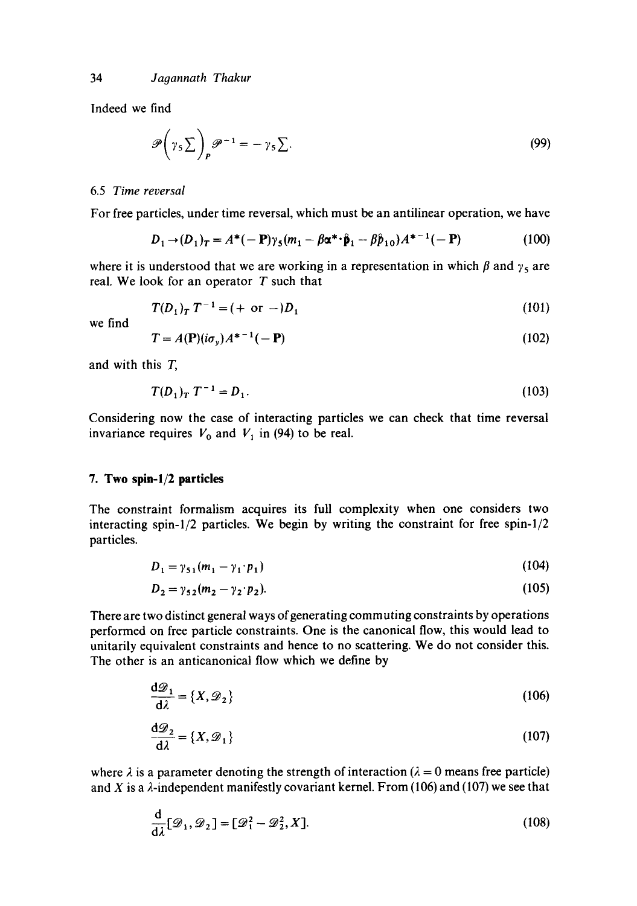Indeed we find

$$\mathscr{P}\left(\gamma_5 \sum\right)_P \mathscr{P}^{-1} = -\gamma_5 \sum. \tag{99}$$

### 6.5 *Time reversal*

For free particles, under time reversal, which must be an antilinear operation, we have

$$D_1 \to (D_1)_T = A^*(-\mathbf{P})\gamma_5(m_1 - \beta\boldsymbol{\alpha}^* \cdot \hat{\mathbf{p}}_1 - \beta\hat{p}_{10})A^{*-1}(-\mathbf{P}) \tag{100}$$

where it is understood that we are working in a representation in which $\beta$ and $\gamma_5$ are real. We look for an operator $T$ such that

$$T(D_1)_T T^{-1} = (+ \text{ or } -)D_1 \tag{101}$$

we find

$$T = A(\mathbf{P})(i\sigma_y)A^{*-1}(-\mathbf{P}) \tag{102}$$

and with this $T$,

$$T(D_1)_T T^{-1} = D_1. \tag{103}$$

Considering now the case of interacting particles we can check that time reversal invariance requires $V_0$ and $V_1$ in (94) to be real.

## 7. Two spin-1/2 particles

The constraint formalism acquires its full complexity when one considers two interacting spin-1/2 particles. We begin by writing the constraint for free spin-1/2 particles.

$$D_1 = \gamma_{51}(m_1 - \gamma_1 \cdot p_1) \tag{104}$$

$$D_2 = \gamma_{52}(m_2 - \gamma_2 \cdot p_2). \tag{105}$$

There are two distinct general ways of generating commuting constraints by operations performed on free particle constraints. One is the canonical flow, this would lead to unitarily equivalent constraints and hence to no scattering. We do not consider this. The other is an anticanonical flow which we define by

$$\frac{\mathrm{d}\mathscr{D}_1}{\mathrm{d}\lambda} = \{X, \mathscr{D}_2\} \tag{106}$$

$$\frac{\mathrm{d}\mathscr{D}_2}{\mathrm{d}\lambda} = \{X, \mathscr{D}_1\} \tag{107}$$

where $\lambda$ is a parameter denoting the strength of interaction ($\lambda = 0$ means free particle) and $X$ is a $\lambda$-independent manifestly covariant kernel. From (106) and (107) we see that

$$\frac{\mathrm{d}}{\mathrm{d}\lambda}[\mathscr{D}_1, \mathscr{D}_2] = [\mathscr{D}_1^2 - \mathscr{D}_2^2, X]. \tag{108}$$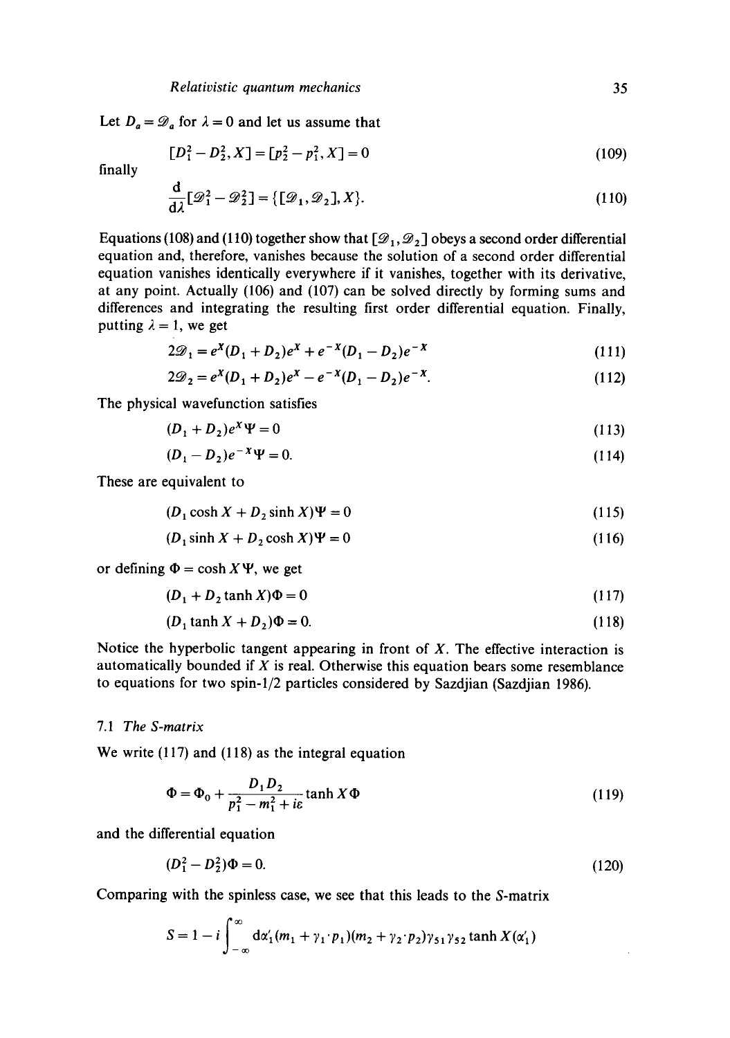Let $D_a = \mathscr{D}_a$ for $\lambda = 0$ and let us assume that

$$[D_1^2 - D_2^2, X] = [p_2^2 - p_1^2, X] = 0 \tag{109}$$

finally

$$\frac{\mathrm{d}}{\mathrm{d}\lambda}[\mathscr{D}_1^2 - \mathscr{D}_2^2] = \{[\mathscr{D}_1, \mathscr{D}_2], X\}. \tag{110}$$

Equations (108) and (110) together show that $[\mathscr{D}_1, \mathscr{D}_2]$ obeys a second order differential equation and, therefore, vanishes because the solution of a second order differential equation vanishes identically everywhere if it vanishes, together with its derivative, at any point. Actually (106) and (107) can be solved directly by forming sums and differences and integrating the resulting first order differential equation. Finally, putting $\lambda = 1$, we get

$$2\mathscr{D}_1 = e^X(D_1 + D_2)e^X + e^{-X}(D_1 - D_2)e^{-X} \tag{111}$$

$$2\mathscr{D}_2 = e^X(D_1 + D_2)e^X - e^{-X}(D_1 - D_2)e^{-X}. \tag{112}$$

The physical wavefunction satisfies

$$(D_1 + D_2)e^X\Psi = 0 \tag{113}$$

$$(D_1 - D_2)e^{-X}\Psi = 0. \tag{114}$$

These are equivalent to

$$(D_1 \cosh X + D_2 \sinh X)\Psi = 0 \tag{115}$$

$$(D_1 \sinh X + D_2 \cosh X)\Psi = 0 \tag{116}$$

or defining $\Phi = \cosh X\Psi$, we get

$$(D_1 + D_2 \tanh X)\Phi = 0 \tag{117}$$

$$(D_1 \tanh X + D_2)\Phi = 0. \tag{118}$$

Notice the hyperbolic tangent appearing in front of $X$. The effective interaction is automatically bounded if $X$ is real. Otherwise this equation bears some resemblance to equations for two spin-1/2 particles considered by Sazdjian (Sazdjian 1986).

### 7.1 *The S-matrix*

We write (117) and (118) as the integral equation

$$\Phi = \Phi_0 + \frac{D_1 D_2}{p_1^2 - m_1^2 + i\varepsilon}\tanh X\Phi \tag{119}$$

and the differential equation

$$(D_1^2 - D_2^2)\Phi = 0. \tag{120}$$

Comparing with the spinless case, we see that this leads to the $S$-matrix

$$S = 1 - i\int_{-\infty}^{\infty} \mathrm{d}\alpha_1'(m_1 + \gamma_1 \cdot p_1)(m_2 + \gamma_2 \cdot p_2)\gamma_{51}\gamma_{52}\tanh X(\alpha_1')$$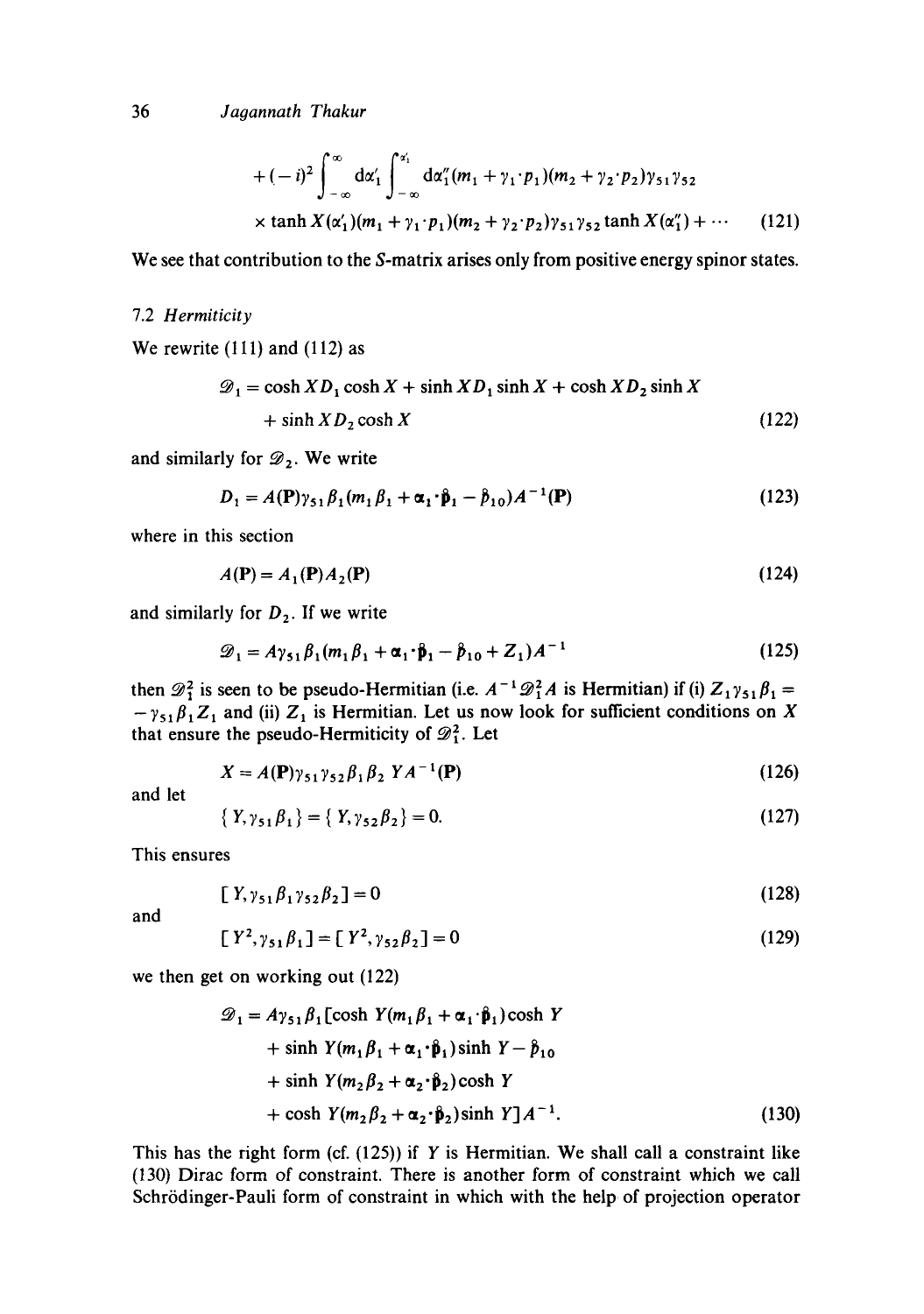$$+(-i)^2 \int_{-\infty}^{\infty} \mathrm{d}\alpha_1' \int_{-\infty}^{\alpha_1'} \mathrm{d}\alpha_1''(m_1 + \gamma_1 \cdot p_1)(m_2 + \gamma_2 \cdot p_2)\gamma_{51}\gamma_{52}$$

$$\times \tanh X(\alpha_1')(m_1 + \gamma_1 \cdot p_1)(m_2 + \gamma_2 \cdot p_2)\gamma_{51}\gamma_{52} \tanh X(\alpha_1'') + \cdots \tag{121}$$

We see that contribution to the $S$-matrix arises only from positive energy spinor states.

### 7.2 *Hermiticity*

We rewrite (111) and (112) as

$$\mathscr{D}_1 = \cosh X D_1 \cosh X + \sinh X D_1 \sinh X + \cosh X D_2 \sinh X + \sinh X D_2 \cosh X \tag{122}$$

and similarly for $\mathscr{D}_2$. We write

$$D_1 = A(\mathbf{P})\gamma_{51}\beta_1(m_1\beta_1 + \boldsymbol{\alpha}_1 \cdot \hat{\mathbf{p}}_1 - \hat{p}_{10})A^{-1}(\mathbf{P}) \tag{123}$$

where in this section

$$A(\mathbf{P}) = A_1(\mathbf{P})A_2(\mathbf{P}) \tag{124}$$

and similarly for $D_2$. If we write

$$\mathscr{D}_1 = A\gamma_{51}\beta_1(m_1\beta_1 + \boldsymbol{\alpha}_1 \cdot \hat{\mathbf{p}}_1 - \hat{p}_{10} + Z_1)A^{-1} \tag{125}$$

then $\mathscr{D}_1^2$ is seen to be pseudo-Hermitian (i.e. $A^{-1}\mathscr{D}_1^2 A$ is Hermitian) if (i) $Z_1\gamma_{51}\beta_1 = -\gamma_{51}\beta_1 Z_1$ and (ii) $Z_1$ is Hermitian. Let us now look for sufficient conditions on $X$ that ensure the pseudo-Hermiticity of $\mathscr{D}_1^2$. Let

$$X = A(\mathbf{P})\gamma_{51}\gamma_{52}\beta_1\beta_2 \, Y A^{-1}(\mathbf{P}) \tag{126}$$

and let

$$\{Y, \gamma_{51}\beta_1\} = \{Y, \gamma_{52}\beta_2\} = 0. \tag{127}$$

This ensures

$$[Y, \gamma_{51}\beta_1\gamma_{52}\beta_2] = 0 \tag{128}$$

and

$$[Y^2, \gamma_{51}\beta_1] = [Y^2, \gamma_{52}\beta_2] = 0 \tag{129}$$

we then get on working out (122)

$$\begin{aligned}\mathscr{D}_1 = A\gamma_{51}\beta_1[&\cosh Y(m_1\beta_1 + \boldsymbol{\alpha}_1 \cdot \hat{\mathbf{p}}_1)\cosh Y \\ &+ \sinh Y(m_1\beta_1 + \boldsymbol{\alpha}_1 \cdot \hat{\mathbf{p}}_1)\sinh Y - \hat{p}_{10} \\ &+ \sinh Y(m_2\beta_2 + \boldsymbol{\alpha}_2 \cdot \hat{\mathbf{p}}_2)\cosh Y \\ &+ \cosh Y(m_2\beta_2 + \boldsymbol{\alpha}_2 \cdot \hat{\mathbf{p}}_2)\sinh Y]A^{-1}.\end{aligned} \tag{130}$$

This has the right form (cf. (125)) if $Y$ is Hermitian. We shall call a constraint like (130) Dirac form of constraint. There is another form of constraint which we call Schrödinger-Pauli form of constraint in which with the help of projection operator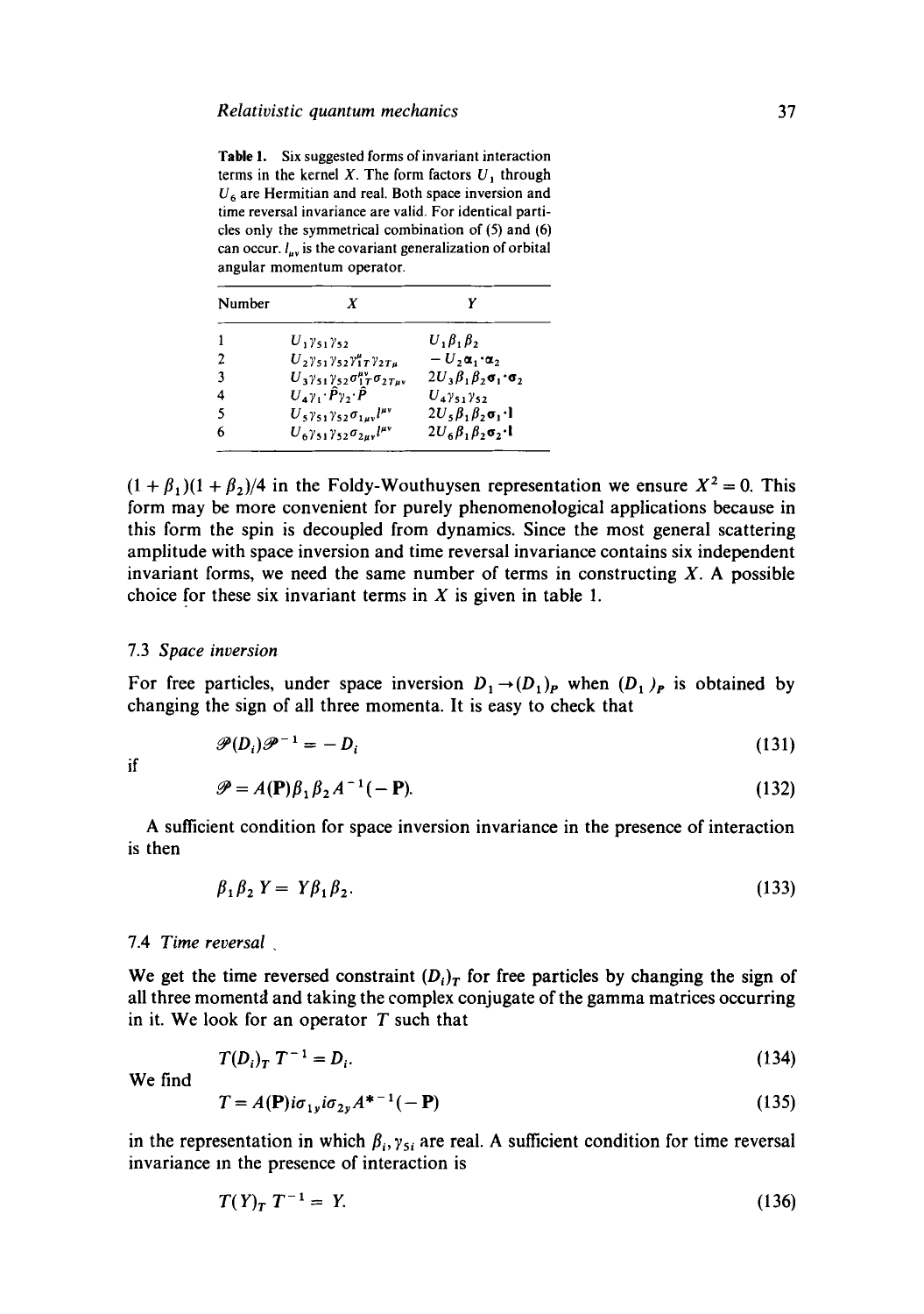**Table 1.** Six suggested forms of invariant interaction terms in the kernel $X$. The form factors $U_1$ through $U_6$ are Hermitian and real. Both space inversion and time reversal invariance are valid. For identical particles only the symmetrical combination of (5) and (6) can occur. $l_{\mu\nu}$ is the covariant generalization of orbital angular momentum operator.

| Number | $X$ | $Y$ |
|---|---|---|
| 1 | $U_1\gamma_{51}\gamma_{52}$ | $U_1\beta_1\beta_2$ |
| 2 | $U_2\gamma_{51}\gamma_{52}\gamma^{\mu}_{1T}\gamma_{2T\mu}$ | $-U_2\boldsymbol{\alpha}_1\cdot\boldsymbol{\alpha}_2$ |
| 3 | $U_3\gamma_{51}\gamma_{52}\sigma^{\mu\nu}_{1T}\sigma_{2T\mu\nu}$ | $2U_3\beta_1\beta_2\boldsymbol{\sigma}_1\cdot\boldsymbol{\sigma}_2$ |
| 4 | $U_4\gamma_1\cdot\hat{P}\gamma_2\cdot\hat{P}$ | $U_4\gamma_{51}\gamma_{52}$ |
| 5 | $U_5\gamma_{51}\gamma_{52}\sigma_{1\mu\nu}l^{\mu\nu}$ | $2U_5\beta_1\beta_2\boldsymbol{\sigma}_1\cdot\mathbf{l}$ |
| 6 | $U_6\gamma_{51}\gamma_{52}\sigma_{2\mu\nu}l^{\mu\nu}$ | $2U_6\beta_1\beta_2\boldsymbol{\sigma}_2\cdot\mathbf{l}$ |

$(1+\beta_1)(1+\beta_2)/4$ in the Foldy-Wouthuysen representation we ensure $X^2 = 0$. This form may be more convenient for purely phenomenological applications because in this form the spin is decoupled from dynamics. Since the most general scattering amplitude with space inversion and time reversal invariance contains six independent invariant forms, we need the same number of terms in constructing $X$. A possible choice for these six invariant terms in $X$ is given in table 1.

### 7.3 *Space inversion*

For free particles, under space inversion $D_1 \to (D_1)_P$ when $(D_1)_P$ is obtained by changing the sign of all three momenta. It is easy to check that

$$\mathscr{P}(D_i)\mathscr{P}^{-1} = -D_i \tag{131}$$

if

$$\mathscr{P} = A(\mathbf{P})\beta_1\beta_2 A^{-1}(-\mathbf{P}). \tag{132}$$

A sufficient condition for space inversion invariance in the presence of interaction is then

$$\beta_1\beta_2 Y = Y\beta_1\beta_2. \tag{133}$$

### 7.4 *Time reversal*

We get the time reversed constraint $(D_i)_T$ for free particles by changing the sign of all three momenta and taking the complex conjugate of the gamma matrices occurring in it. We look for an operator $T$ such that

$$T(D_i)_T T^{-1} = D_i. \tag{134}$$

We find

$$T = A(\mathbf{P})i\sigma_{1y}i\sigma_{2y}A^{*-1}(-\mathbf{P}) \tag{135}$$

in the representation in which $\beta_i, \gamma_{5i}$ are real. A sufficient condition for time reversal invariance in the presence of interaction is

$$T(Y)_T T^{-1} = Y. \tag{136}$$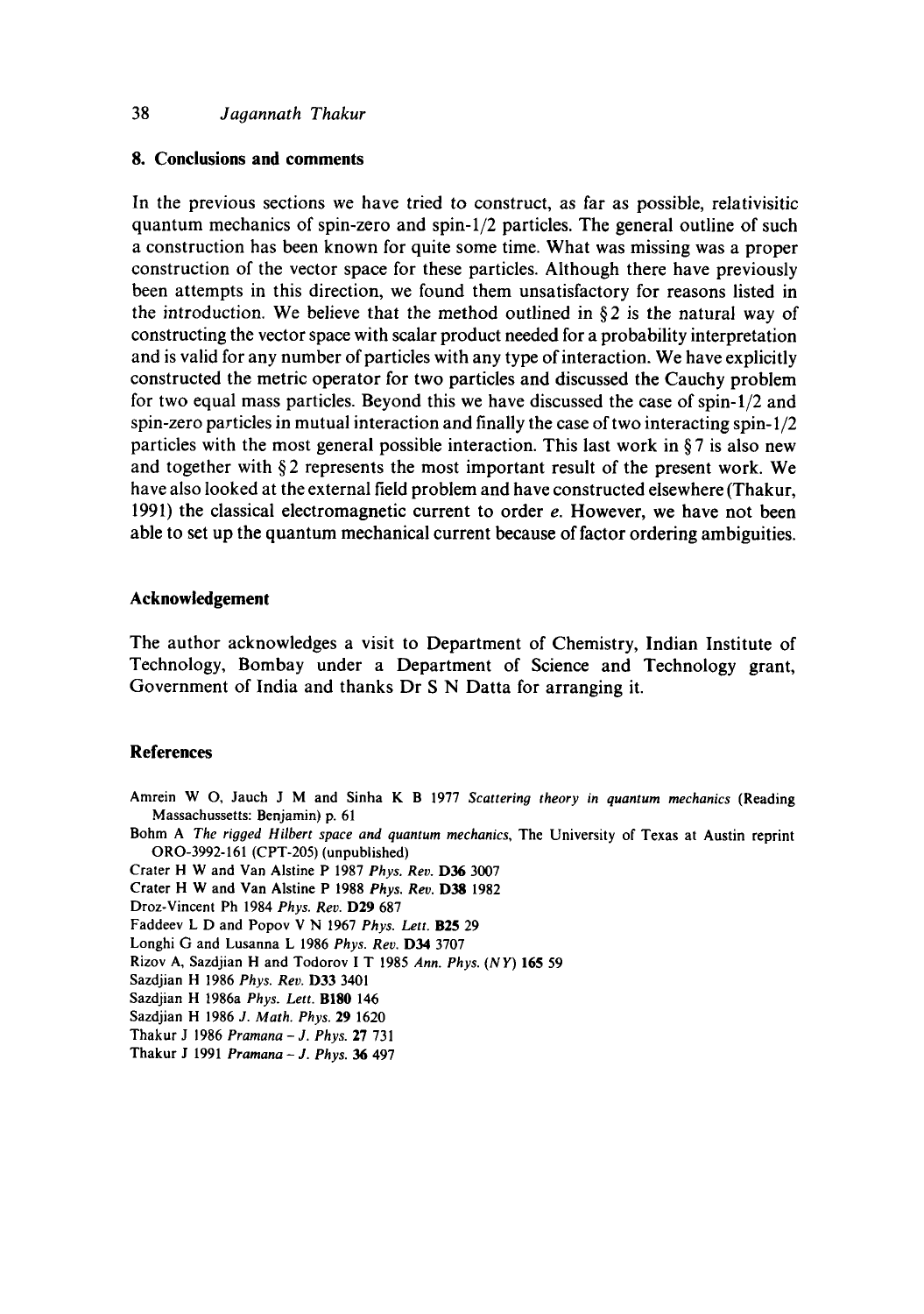## 8. Conclusions and comments

In the previous sections we have tried to construct, as far as possible, relativisitic quantum mechanics of spin-zero and spin-1/2 particles. The general outline of such a construction has been known for quite some time. What was missing was a proper construction of the vector space for these particles. Although there have previously been attempts in this direction, we found them unsatisfactory for reasons listed in the introduction. We believe that the method outlined in §2 is the natural way of constructing the vector space with scalar product needed for a probability interpretation and is valid for any number of particles with any type of interaction. We have explicitly constructed the metric operator for two particles and discussed the Cauchy problem for two equal mass particles. Beyond this we have discussed the case of spin-1/2 and spin-zero particles in mutual interaction and finally the case of two interacting spin-1/2 particles with the most general possible interaction. This last work in §7 is also new and together with §2 represents the most important result of the present work. We have also looked at the external field problem and have constructed elsewhere (Thakur, 1991) the classical electromagnetic current to order $e$. However, we have not been able to set up the quantum mechanical current because of factor ordering ambiguities.

## Acknowledgement

The author acknowledges a visit to Department of Chemistry, Indian Institute of Technology, Bombay under a Department of Science and Technology grant, Government of India and thanks Dr S N Datta for arranging it.

## References

Amrein W O, Jauch J M and Sinha K B 1977 *Scattering theory in quantum mechanics* (Reading Massachussetts: Benjamin) p. 61

Bohm A *The rigged Hilbert space and quantum mechanics*, The University of Texas at Austin reprint ORO-3992-161 (CPT-205) (unpublished)

Crater H W and Van Alstine P 1987 *Phys. Rev.* **D36** 3007

Crater H W and Van Alstine P 1988 *Phys. Rev.* **D38** 1982

Droz-Vincent Ph 1984 *Phys. Rev.* **D29** 687

Faddeev L D and Popov V N 1967 *Phys. Lett.* **B25** 29

Longhi G and Lusanna L 1986 *Phys. Rev.* **D34** 3707

Rizov A, Sazdjian H and Todorov I T 1985 *Ann. Phys. (NY)* **165** 59

Sazdjian H 1986 *Phys. Rev.* **D33** 3401

Sazdjian H 1986a *Phys. Lett.* **B180** 146

Sazdjian H 1986 *J. Math. Phys.* **29** 1620

Thakur J 1986 *Pramana – J. Phys.* **27** 731

Thakur J 1991 *Pramana – J. Phys.* **36** 497